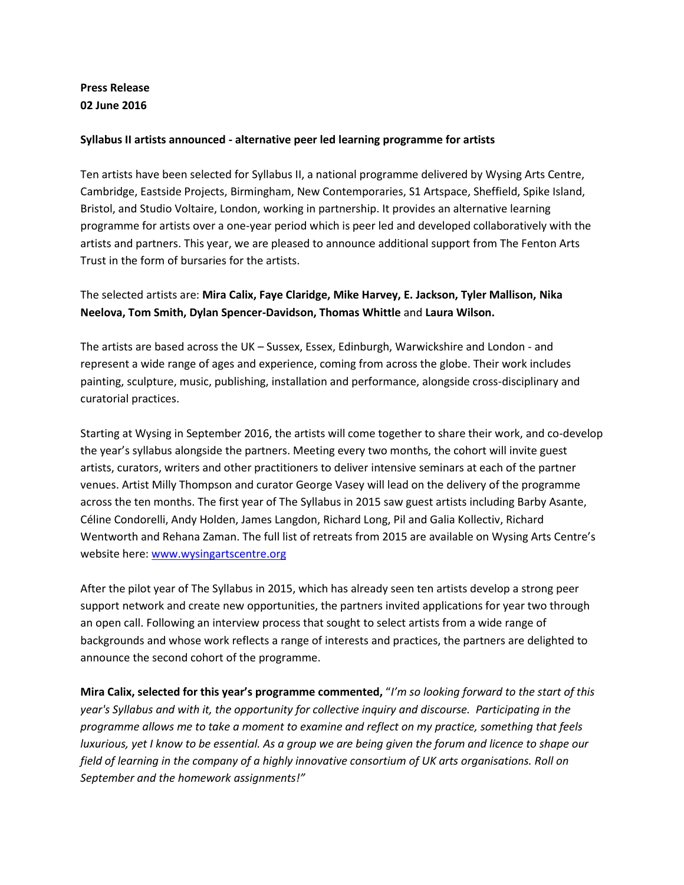**Press Release**
**02 June 2016**

**Syllabus II artists announced - alternative peer led learning programme for artists**

Ten artists have been selected for Syllabus II, a national programme delivered by Wysing Arts Centre, Cambridge, Eastside Projects, Birmingham, New Contemporaries, S1 Artspace, Sheffield, Spike Island, Bristol, and Studio Voltaire, London, working in partnership. It provides an alternative learning programme for artists over a one-year period which is peer led and developed collaboratively with the artists and partners. This year, we are pleased to announce additional support from The Fenton Arts Trust in the form of bursaries for the artists.

The selected artists are: **Mira Calix, Faye Claridge, Mike Harvey, E. Jackson, Tyler Mallison, Nika Neelova, Tom Smith, Dylan Spencer-Davidson, Thomas Whittle** and **Laura Wilson.**

The artists are based across the UK – Sussex, Essex, Edinburgh, Warwickshire and London - and represent a wide range of ages and experience, coming from across the globe. Their work includes painting, sculpture, music, publishing, installation and performance, alongside cross-disciplinary and curatorial practices.

Starting at Wysing in September 2016, the artists will come together to share their work, and co-develop the year's syllabus alongside the partners. Meeting every two months, the cohort will invite guest artists, curators, writers and other practitioners to deliver intensive seminars at each of the partner venues. Artist Milly Thompson and curator George Vasey will lead on the delivery of the programme across the ten months. The first year of The Syllabus in 2015 saw guest artists including Barby Asante, Céline Condorelli, Andy Holden, James Langdon, Richard Long, Pil and Galia Kollectiv, Richard Wentworth and Rehana Zaman. The full list of retreats from 2015 are available on Wysing Arts Centre's website here: [www.wysingartscentre.org](www.wysingartscentre.org)

After the pilot year of The Syllabus in 2015, which has already seen ten artists develop a strong peer support network and create new opportunities, the partners invited applications for year two through an open call. Following an interview process that sought to select artists from a wide range of backgrounds and whose work reflects a range of interests and practices, the partners are delighted to announce the second cohort of the programme.

**Mira Calix, selected for this year's programme commented,** "*I'm so looking forward to the start of this year's Syllabus and with it, the opportunity for collective inquiry and discourse. Participating in the programme allows me to take a moment to examine and reflect on my practice, something that feels luxurious, yet I know to be essential. As a group we are being given the forum and licence to shape our field of learning in the company of a highly innovative consortium of UK arts organisations. Roll on September and the homework assignments!"*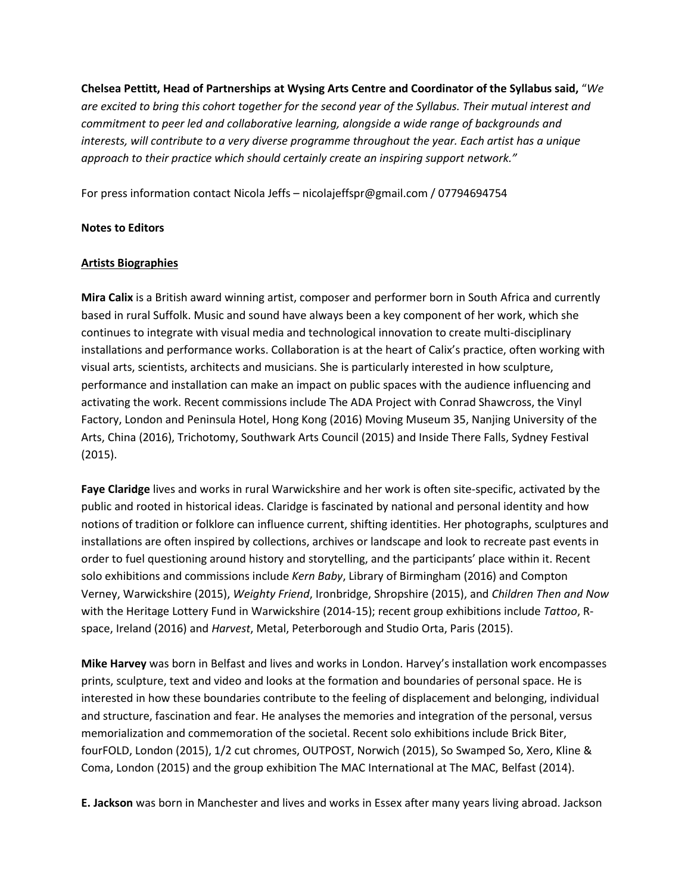**Chelsea Pettitt, Head of Partnerships at Wysing Arts Centre and Coordinator of the Syllabus said,** "*We are excited to bring this cohort together for the second year of the Syllabus. Their mutual interest and commitment to peer led and collaborative learning, alongside a wide range of backgrounds and interests, will contribute to a very diverse programme throughout the year. Each artist has a unique approach to their practice which should certainly create an inspiring support network.*"

For press information contact Nicola Jeffs – nicolajeffspr@gmail.com / 07794694754

**Notes to Editors**

**Artists Biographies**

**Mira Calix** is a British award winning artist, composer and performer born in South Africa and currently based in rural Suffolk. Music and sound have always been a key component of her work, which she continues to integrate with visual media and technological innovation to create multi-disciplinary installations and performance works. Collaboration is at the heart of Calix's practice, often working with visual arts, scientists, architects and musicians. She is particularly interested in how sculpture, performance and installation can make an impact on public spaces with the audience influencing and activating the work. Recent commissions include The ADA Project with Conrad Shawcross, the Vinyl Factory, London and Peninsula Hotel, Hong Kong (2016) Moving Museum 35, Nanjing University of the Arts, China (2016), Trichotomy, Southwark Arts Council (2015) and Inside There Falls, Sydney Festival (2015).

**Faye Claridge** lives and works in rural Warwickshire and her work is often site-specific, activated by the public and rooted in historical ideas. Claridge is fascinated by national and personal identity and how notions of tradition or folklore can influence current, shifting identities. Her photographs, sculptures and installations are often inspired by collections, archives or landscape and look to recreate past events in order to fuel questioning around history and storytelling, and the participants' place within it. Recent solo exhibitions and commissions include *Kern Baby*, Library of Birmingham (2016) and Compton Verney, Warwickshire (2015), *Weighty Friend*, Ironbridge, Shropshire (2015), and *Children Then and Now* with the Heritage Lottery Fund in Warwickshire (2014-15); recent group exhibitions include *Tattoo*, R-space, Ireland (2016) and *Harvest*, Metal, Peterborough and Studio Orta, Paris (2015).

**Mike Harvey** was born in Belfast and lives and works in London. Harvey's installation work encompasses prints, sculpture, text and video and looks at the formation and boundaries of personal space. He is interested in how these boundaries contribute to the feeling of displacement and belonging, individual and structure, fascination and fear. He analyses the memories and integration of the personal, versus memorialization and commemoration of the societal. Recent solo exhibitions include Brick Biter, fourFOLD, London (2015), 1/2 cut chromes, OUTPOST, Norwich (2015), So Swamped So, Xero, Kline & Coma, London (2015) and the group exhibition The MAC International at The MAC, Belfast (2014).

**E. Jackson** was born in Manchester and lives and works in Essex after many years living abroad. Jackson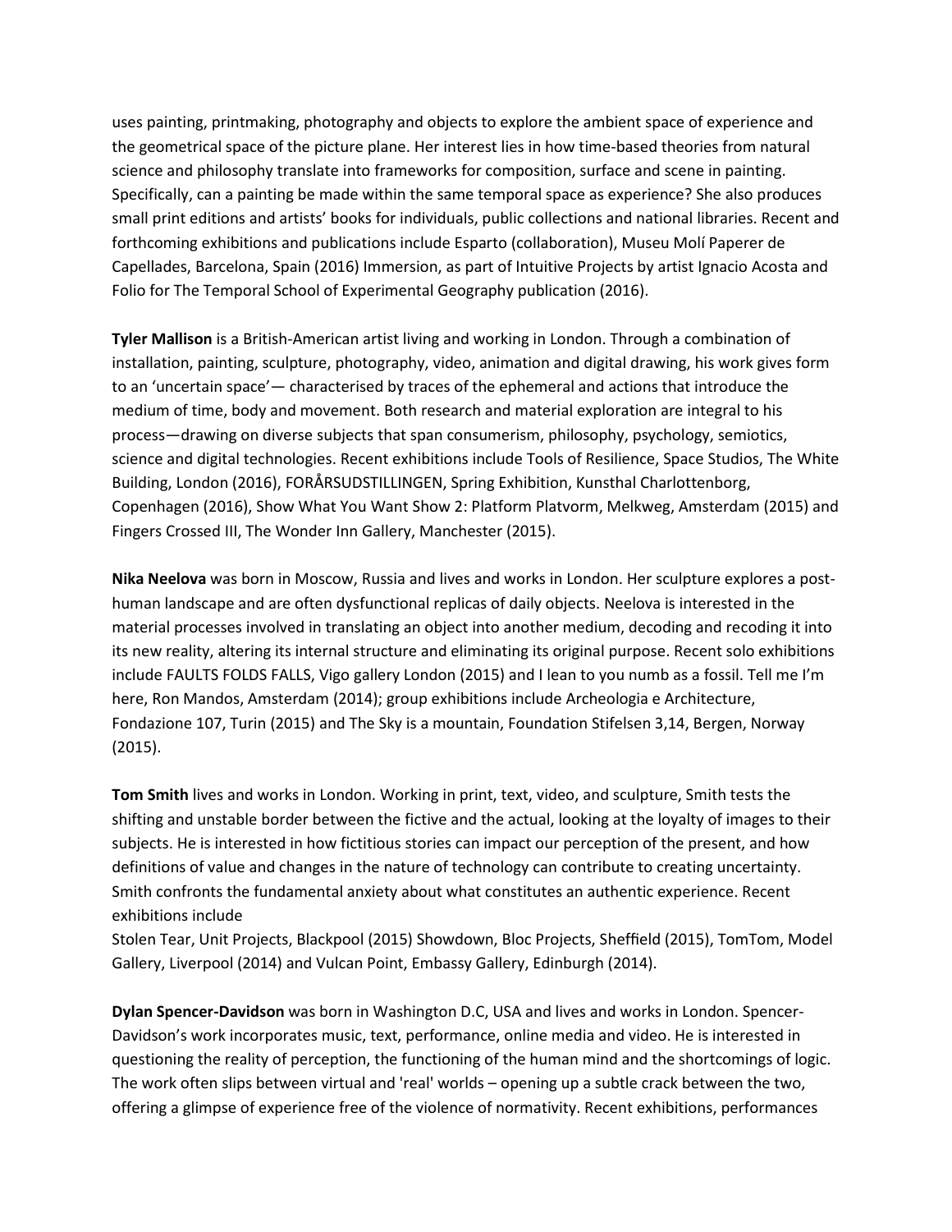uses painting, printmaking, photography and objects to explore the ambient space of experience and the geometrical space of the picture plane. Her interest lies in how time-based theories from natural science and philosophy translate into frameworks for composition, surface and scene in painting. Specifically, can a painting be made within the same temporal space as experience? She also produces small print editions and artists' books for individuals, public collections and national libraries. Recent and forthcoming exhibitions and publications include Esparto (collaboration), Museu Molí Paperer de Capellades, Barcelona, Spain (2016) Immersion, as part of Intuitive Projects by artist Ignacio Acosta and Folio for The Temporal School of Experimental Geography publication (2016).

**Tyler Mallison** is a British-American artist living and working in London. Through a combination of installation, painting, sculpture, photography, video, animation and digital drawing, his work gives form to an 'uncertain space'— characterised by traces of the ephemeral and actions that introduce the medium of time, body and movement. Both research and material exploration are integral to his process—drawing on diverse subjects that span consumerism, philosophy, psychology, semiotics, science and digital technologies. Recent exhibitions include Tools of Resilience, Space Studios, The White Building, London (2016), FORÅRSUDSTILLINGEN, Spring Exhibition, Kunsthal Charlottenborg, Copenhagen (2016), Show What You Want Show 2: Platform Platvorm, Melkweg, Amsterdam (2015) and Fingers Crossed III, The Wonder Inn Gallery, Manchester (2015).

**Nika Neelova** was born in Moscow, Russia and lives and works in London. Her sculpture explores a post-human landscape and are often dysfunctional replicas of daily objects. Neelova is interested in the material processes involved in translating an object into another medium, decoding and recoding it into its new reality, altering its internal structure and eliminating its original purpose. Recent solo exhibitions include FAULTS FOLDS FALLS, Vigo gallery London (2015) and I lean to you numb as a fossil. Tell me I'm here, Ron Mandos, Amsterdam (2014); group exhibitions include Archeologia e Architecture, Fondazione 107, Turin (2015) and The Sky is a mountain, Foundation Stifelsen 3,14, Bergen, Norway (2015).

**Tom Smith** lives and works in London. Working in print, text, video, and sculpture, Smith tests the shifting and unstable border between the fictive and the actual, looking at the loyalty of images to their subjects. He is interested in how fictitious stories can impact our perception of the present, and how definitions of value and changes in the nature of technology can contribute to creating uncertainty. Smith confronts the fundamental anxiety about what constitutes an authentic experience. Recent exhibitions include
Stolen Tear, Unit Projects, Blackpool (2015) Showdown, Bloc Projects, Sheffield (2015), TomTom, Model Gallery, Liverpool (2014) and Vulcan Point, Embassy Gallery, Edinburgh (2014).

**Dylan Spencer-Davidson** was born in Washington D.C, USA and lives and works in London. Spencer-Davidson's work incorporates music, text, performance, online media and video. He is interested in questioning the reality of perception, the functioning of the human mind and the shortcomings of logic. The work often slips between virtual and 'real' worlds – opening up a subtle crack between the two, offering a glimpse of experience free of the violence of normativity. Recent exhibitions, performances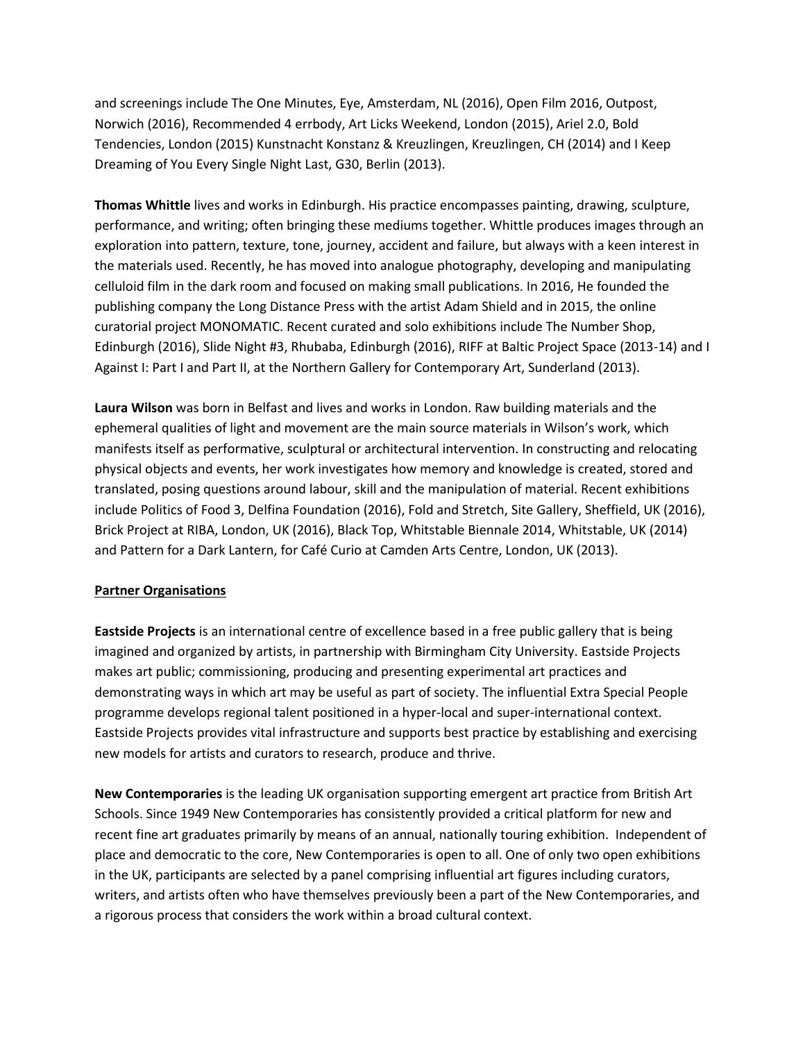and screenings include The One Minutes, Eye, Amsterdam, NL (2016), Open Film 2016, Outpost, Norwich (2016), Recommended 4 errbody, Art Licks Weekend, London (2015), Ariel 2.0, Bold Tendencies, London (2015) Kunstnacht Konstanz & Kreuzlingen, Kreuzlingen, CH (2014) and I Keep Dreaming of You Every Single Night Last, G30, Berlin (2013).

**Thomas Whittle** lives and works in Edinburgh. His practice encompasses painting, drawing, sculpture, performance, and writing; often bringing these mediums together. Whittle produces images through an exploration into pattern, texture, tone, journey, accident and failure, but always with a keen interest in the materials used. Recently, he has moved into analogue photography, developing and manipulating celluloid film in the dark room and focused on making small publications. In 2016, He founded the publishing company the Long Distance Press with the artist Adam Shield and in 2015, the online curatorial project MONOMATIC. Recent curated and solo exhibitions include The Number Shop, Edinburgh (2016), Slide Night #3, Rhubaba, Edinburgh (2016), RIFF at Baltic Project Space (2013-14) and I Against I: Part I and Part II, at the Northern Gallery for Contemporary Art, Sunderland (2013).

**Laura Wilson** was born in Belfast and lives and works in London. Raw building materials and the ephemeral qualities of light and movement are the main source materials in Wilson's work, which manifests itself as performative, sculptural or architectural intervention. In constructing and relocating physical objects and events, her work investigates how memory and knowledge is created, stored and translated, posing questions around labour, skill and the manipulation of material. Recent exhibitions include Politics of Food 3, Delfina Foundation (2016), Fold and Stretch, Site Gallery, Sheffield, UK (2016), Brick Project at RIBA, London, UK (2016), Black Top, Whitstable Biennale 2014, Whitstable, UK (2014) and Pattern for a Dark Lantern, for Café Curio at Camden Arts Centre, London, UK (2013).

## Partner Organisations

**Eastside Projects** is an international centre of excellence based in a free public gallery that is being imagined and organized by artists, in partnership with Birmingham City University. Eastside Projects makes art public; commissioning, producing and presenting experimental art practices and demonstrating ways in which art may be useful as part of society. The influential Extra Special People programme develops regional talent positioned in a hyper-local and super-international context. Eastside Projects provides vital infrastructure and supports best practice by establishing and exercising new models for artists and curators to research, produce and thrive.

**New Contemporaries** is the leading UK organisation supporting emergent art practice from British Art Schools. Since 1949 New Contemporaries has consistently provided a critical platform for new and recent fine art graduates primarily by means of an annual, nationally touring exhibition. Independent of place and democratic to the core, New Contemporaries is open to all. One of only two open exhibitions in the UK, participants are selected by a panel comprising influential art figures including curators, writers, and artists often who have themselves previously been a part of the New Contemporaries, and a rigorous process that considers the work within a broad cultural context.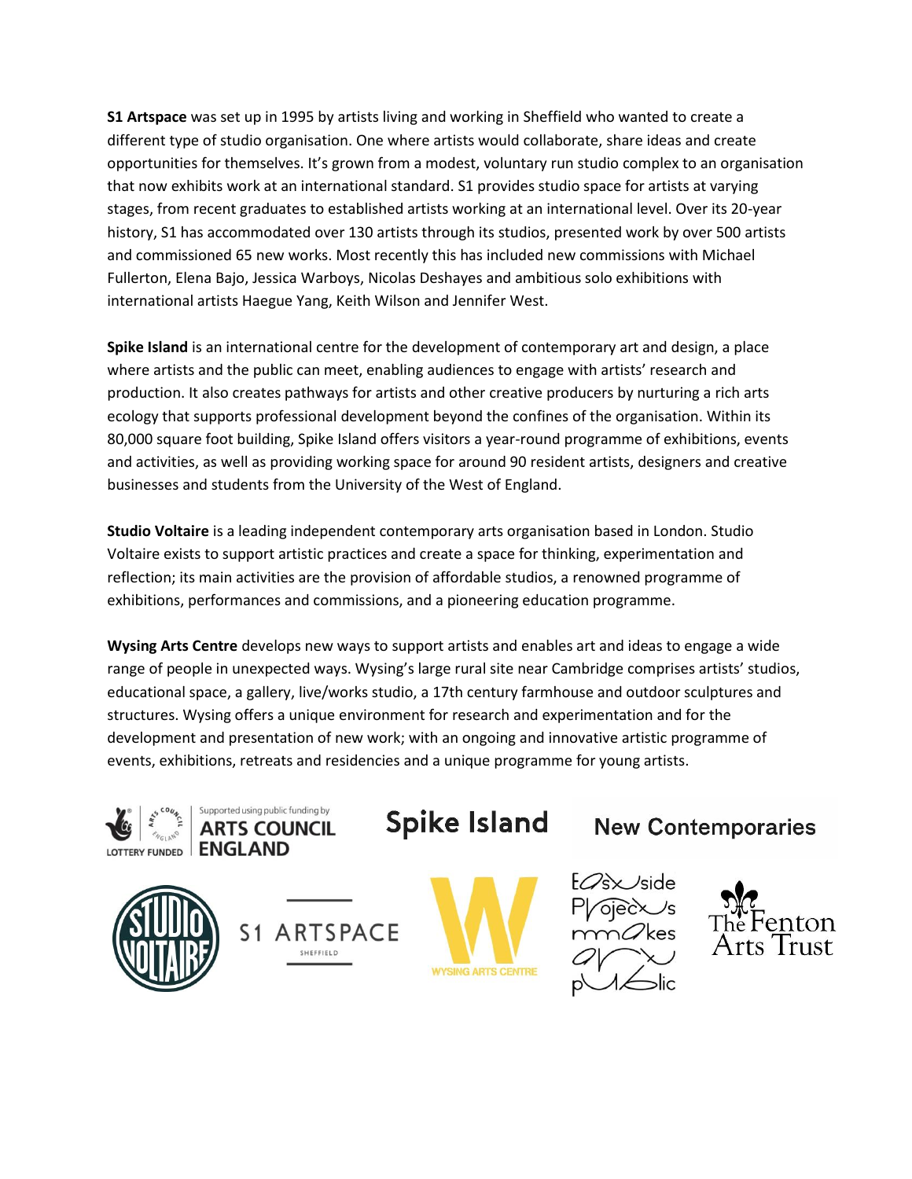**S1 Artspace** was set up in 1995 by artists living and working in Sheffield who wanted to create a different type of studio organisation. One where artists would collaborate, share ideas and create opportunities for themselves. It's grown from a modest, voluntary run studio complex to an organisation that now exhibits work at an international standard. S1 provides studio space for artists at varying stages, from recent graduates to established artists working at an international level. Over its 20-year history, S1 has accommodated over 130 artists through its studios, presented work by over 500 artists and commissioned 65 new works. Most recently this has included new commissions with Michael Fullerton, Elena Bajo, Jessica Warboys, Nicolas Deshayes and ambitious solo exhibitions with international artists Haegue Yang, Keith Wilson and Jennifer West.

**Spike Island** is an international centre for the development of contemporary art and design, a place where artists and the public can meet, enabling audiences to engage with artists' research and production. It also creates pathways for artists and other creative producers by nurturing a rich arts ecology that supports professional development beyond the confines of the organisation. Within its 80,000 square foot building, Spike Island offers visitors a year-round programme of exhibitions, events and activities, as well as providing working space for around 90 resident artists, designers and creative businesses and students from the University of the West of England.

**Studio Voltaire** is a leading independent contemporary arts organisation based in London. Studio Voltaire exists to support artistic practices and create a space for thinking, experimentation and reflection; its main activities are the provision of affordable studios, a renowned programme of exhibitions, performances and commissions, and a pioneering education programme.

**Wysing Arts Centre** develops new ways to support artists and enables art and ideas to engage a wide range of people in unexpected ways. Wysing's large rural site near Cambridge comprises artists' studios, educational space, a gallery, live/works studio, a 17th century farmhouse and outdoor sculptures and structures. Wysing offers a unique environment for research and experimentation and for the development and presentation of new work; with an ongoing and innovative artistic programme of events, exhibitions, retreats and residencies and a unique programme for young artists.

Lottery Funded | Supported using public funding by Arts Council England

Spike Island

New Contemporaries

Studio Voltaire

S1 Artspace Sheffield

Wysing Arts Centre

Eastside Projects makes art public

The Fenton Arts Trust